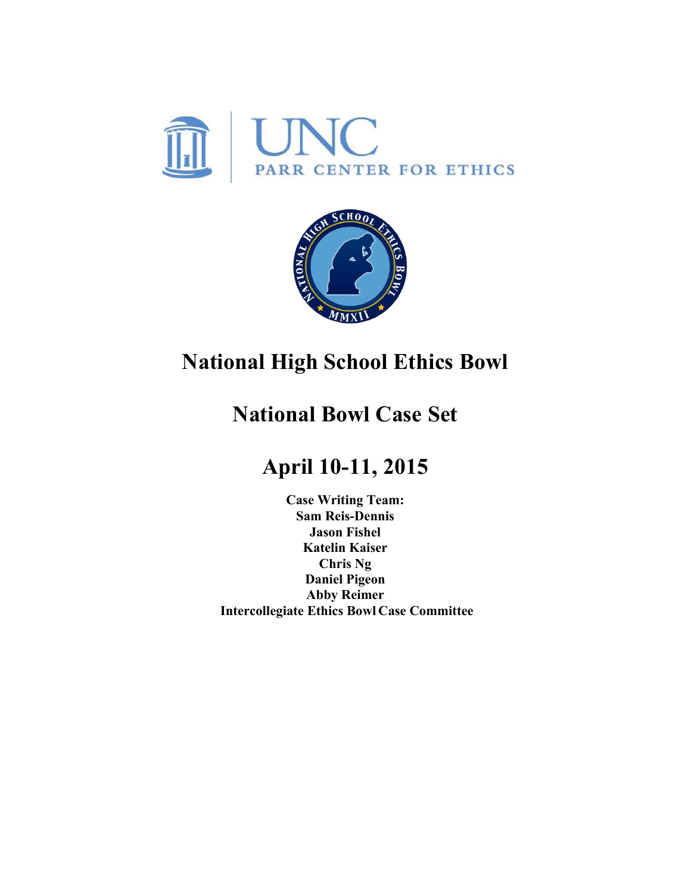UNC PARR CENTER FOR ETHICS

NATIONAL HIGH SCHOOL ETHICS BOWL MMXII

# National High School Ethics Bowl

# National Bowl Case Set

# April 10-11, 2015

**Case Writing Team:**
**Sam Reis-Dennis**
**Jason Fishel**
**Katelin Kaiser**
**Chris Ng**
**Daniel Pigeon**
**Abby Reimer**
**Intercollegiate Ethics Bowl Case Committee**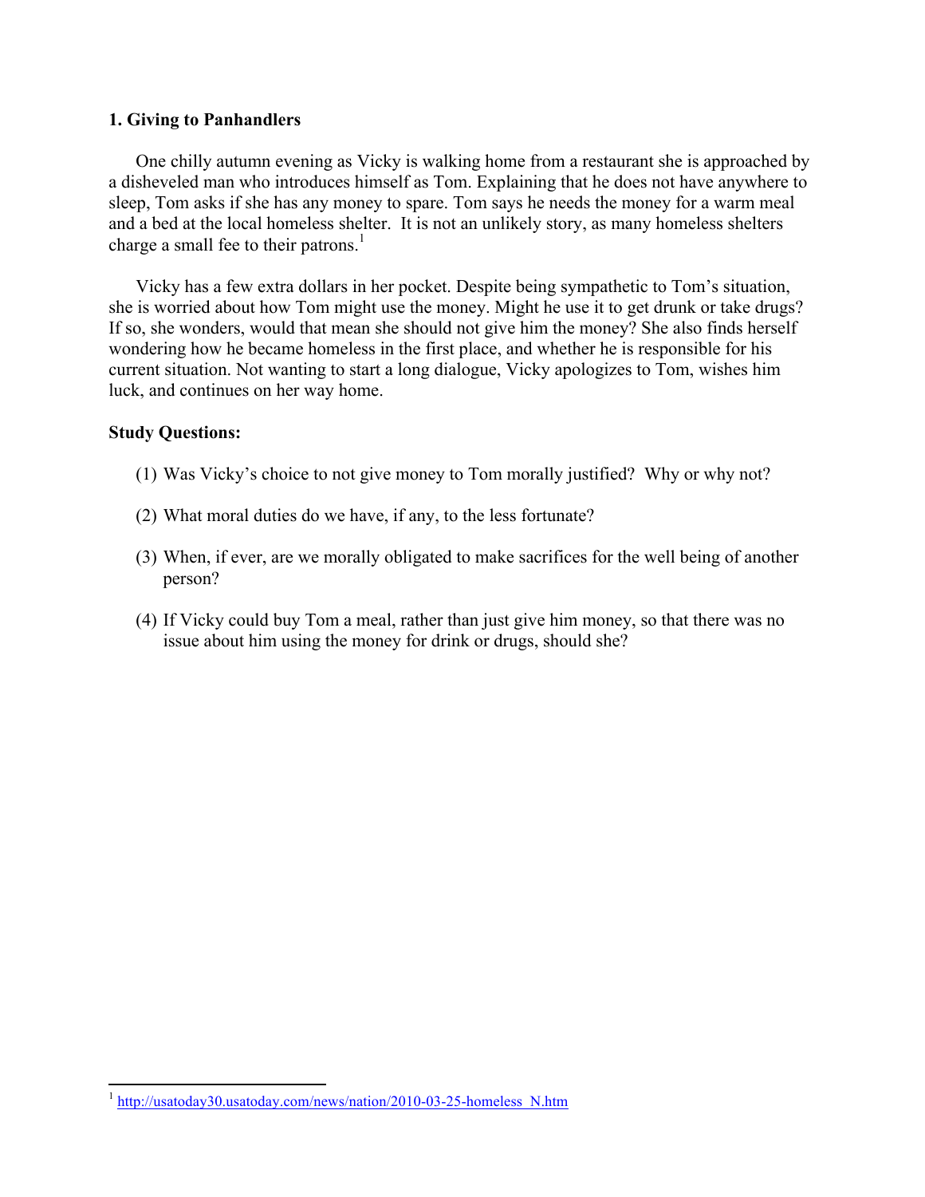## 1. Giving to Panhandlers

One chilly autumn evening as Vicky is walking home from a restaurant she is approached by a disheveled man who introduces himself as Tom. Explaining that he does not have anywhere to sleep, Tom asks if she has any money to spare. Tom says he needs the money for a warm meal and a bed at the local homeless shelter. It is not an unlikely story, as many homeless shelters charge a small fee to their patrons.[1]

Vicky has a few extra dollars in her pocket. Despite being sympathetic to Tom's situation, she is worried about how Tom might use the money. Might he use it to get drunk or take drugs? If so, she wonders, would that mean she should not give him the money? She also finds herself wondering how he became homeless in the first place, and whether he is responsible for his current situation. Not wanting to start a long dialogue, Vicky apologizes to Tom, wishes him luck, and continues on her way home.

**Study Questions:**

(1) Was Vicky's choice to not give money to Tom morally justified? Why or why not?

(2) What moral duties do we have, if any, to the less fortunate?

(3) When, if ever, are we morally obligated to make sacrifices for the well being of another person?

(4) If Vicky could buy Tom a meal, rather than just give him money, so that there was no issue about him using the money for drink or drugs, should she?

---

[1] http://usatoday30.usatoday.com/news/nation/2010-03-25-homeless_N.htm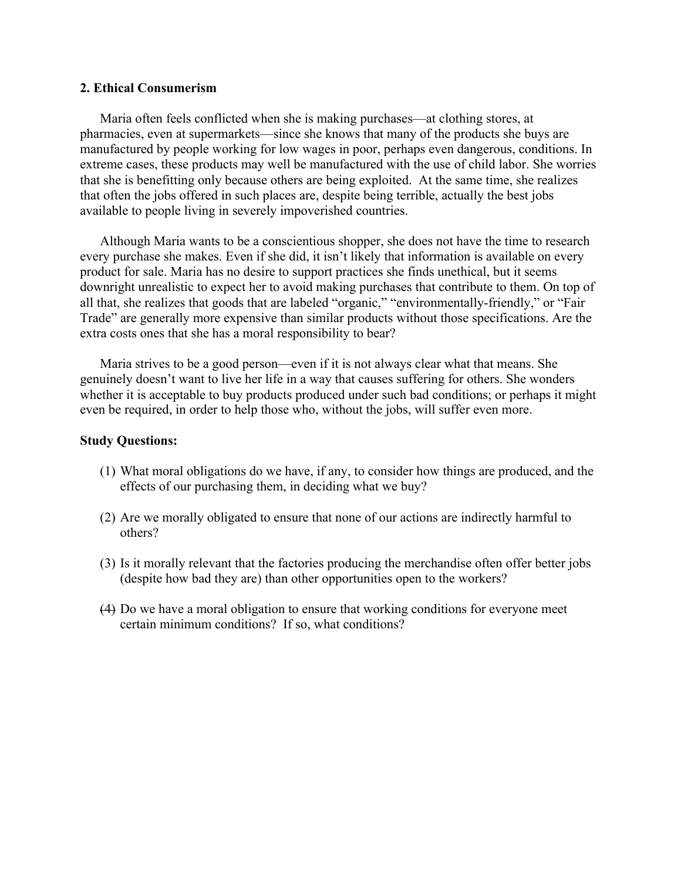## 2. Ethical Consumerism

Maria often feels conflicted when she is making purchases—at clothing stores, at pharmacies, even at supermarkets—since she knows that many of the products she buys are manufactured by people working for low wages in poor, perhaps even dangerous, conditions. In extreme cases, these products may well be manufactured with the use of child labor. She worries that she is benefitting only because others are being exploited. At the same time, she realizes that often the jobs offered in such places are, despite being terrible, actually the best jobs available to people living in severely impoverished countries.

Although Maria wants to be a conscientious shopper, she does not have the time to research every purchase she makes. Even if she did, it isn't likely that information is available on every product for sale. Maria has no desire to support practices she finds unethical, but it seems downright unrealistic to expect her to avoid making purchases that contribute to them. On top of all that, she realizes that goods that are labeled "organic," "environmentally-friendly," or "Fair Trade" are generally more expensive than similar products without those specifications. Are the extra costs ones that she has a moral responsibility to bear?

Maria strives to be a good person—even if it is not always clear what that means. She genuinely doesn't want to live her life in a way that causes suffering for others. She wonders whether it is acceptable to buy products produced under such bad conditions; or perhaps it might even be required, in order to help those who, without the jobs, will suffer even more.

**Study Questions:**

(1) What moral obligations do we have, if any, to consider how things are produced, and the effects of our purchasing them, in deciding what we buy?

(2) Are we morally obligated to ensure that none of our actions are indirectly harmful to others?

(3) Is it morally relevant that the factories producing the merchandise often offer better jobs (despite how bad they are) than other opportunities open to the workers?

(4) Do we have a moral obligation to ensure that working conditions for everyone meet certain minimum conditions? If so, what conditions?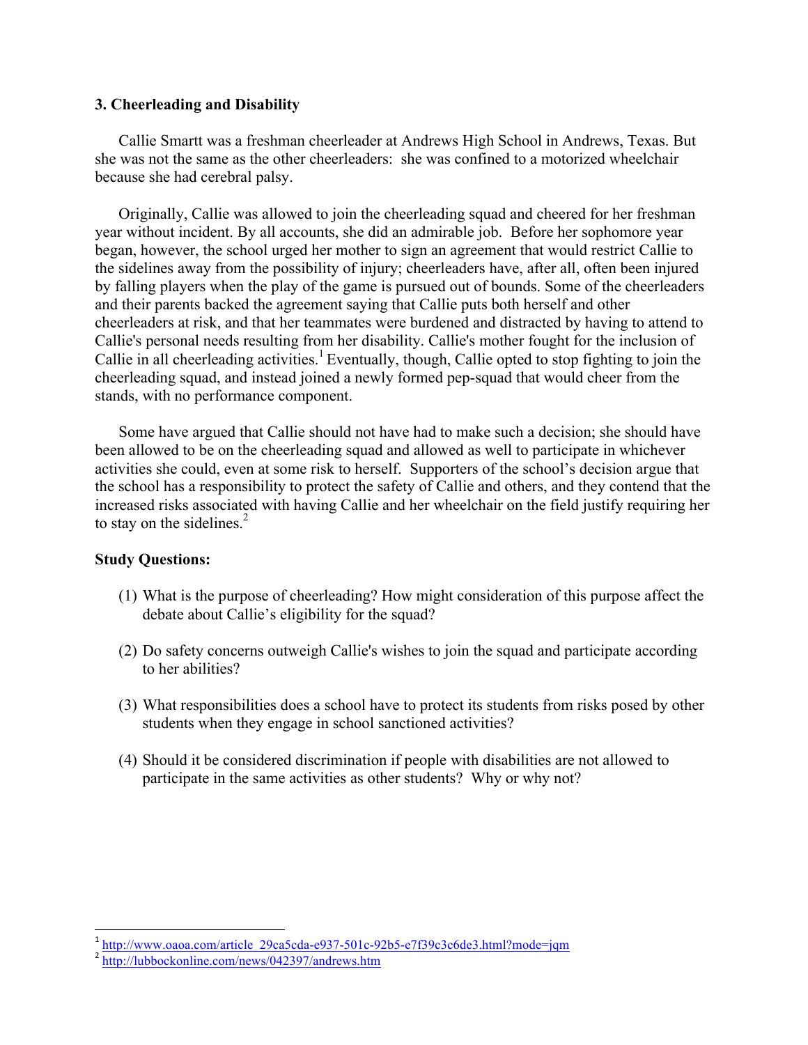### 3. Cheerleading and Disability

Callie Smartt was a freshman cheerleader at Andrews High School in Andrews, Texas. But she was not the same as the other cheerleaders: she was confined to a motorized wheelchair because she had cerebral palsy.

Originally, Callie was allowed to join the cheerleading squad and cheered for her freshman year without incident. By all accounts, she did an admirable job. Before her sophomore year began, however, the school urged her mother to sign an agreement that would restrict Callie to the sidelines away from the possibility of injury; cheerleaders have, after all, often been injured by falling players when the play of the game is pursued out of bounds. Some of the cheerleaders and their parents backed the agreement saying that Callie puts both herself and other cheerleaders at risk, and that her teammates were burdened and distracted by having to attend to Callie's personal needs resulting from her disability. Callie's mother fought for the inclusion of Callie in all cheerleading activities.[1] Eventually, though, Callie opted to stop fighting to join the cheerleading squad, and instead joined a newly formed pep-squad that would cheer from the stands, with no performance component.

Some have argued that Callie should not have had to make such a decision; she should have been allowed to be on the cheerleading squad and allowed as well to participate in whichever activities she could, even at some risk to herself. Supporters of the school's decision argue that the school has a responsibility to protect the safety of Callie and others, and they contend that the increased risks associated with having Callie and her wheelchair on the field justify requiring her to stay on the sidelines.[2]

**Study Questions:**

(1) What is the purpose of cheerleading? How might consideration of this purpose affect the debate about Callie's eligibility for the squad?

(2) Do safety concerns outweigh Callie's wishes to join the squad and participate according to her abilities?

(3) What responsibilities does a school have to protect its students from risks posed by other students when they engage in school sanctioned activities?

(4) Should it be considered discrimination if people with disabilities are not allowed to participate in the same activities as other students? Why or why not?

---

[1] http://www.oaoa.com/article_29ca5cda-e937-501c-92b5-e7f39c3c6de3.html?mode=jqm

[2] http://lubbockonline.com/news/042397/andrews.htm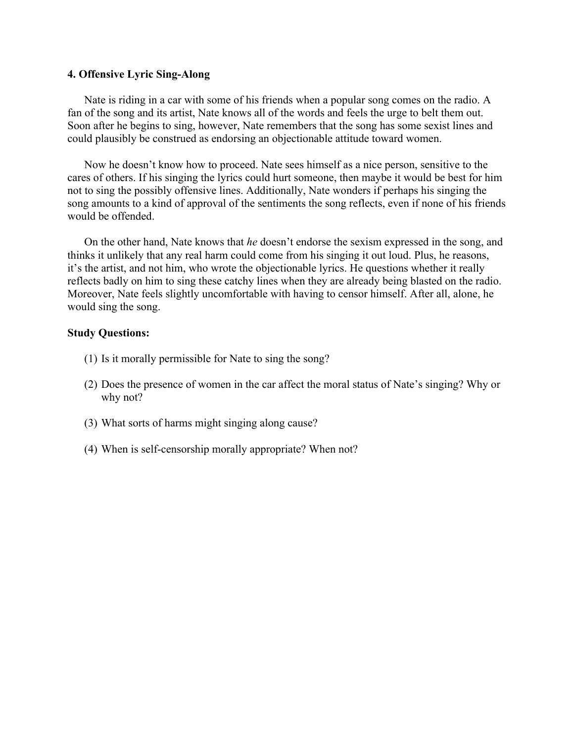### 4. Offensive Lyric Sing-Along

Nate is riding in a car with some of his friends when a popular song comes on the radio. A fan of the song and its artist, Nate knows all of the words and feels the urge to belt them out. Soon after he begins to sing, however, Nate remembers that the song has some sexist lines and could plausibly be construed as endorsing an objectionable attitude toward women.

Now he doesn't know how to proceed. Nate sees himself as a nice person, sensitive to the cares of others. If his singing the lyrics could hurt someone, then maybe it would be best for him not to sing the possibly offensive lines. Additionally, Nate wonders if perhaps his singing the song amounts to a kind of approval of the sentiments the song reflects, even if none of his friends would be offended.

On the other hand, Nate knows that *he* doesn't endorse the sexism expressed in the song, and thinks it unlikely that any real harm could come from his singing it out loud. Plus, he reasons, it's the artist, and not him, who wrote the objectionable lyrics. He questions whether it really reflects badly on him to sing these catchy lines when they are already being blasted on the radio. Moreover, Nate feels slightly uncomfortable with having to censor himself. After all, alone, he would sing the song.

**Study Questions:**

(1) Is it morally permissible for Nate to sing the song?

(2) Does the presence of women in the car affect the moral status of Nate's singing? Why or why not?

(3) What sorts of harms might singing along cause?

(4) When is self-censorship morally appropriate? When not?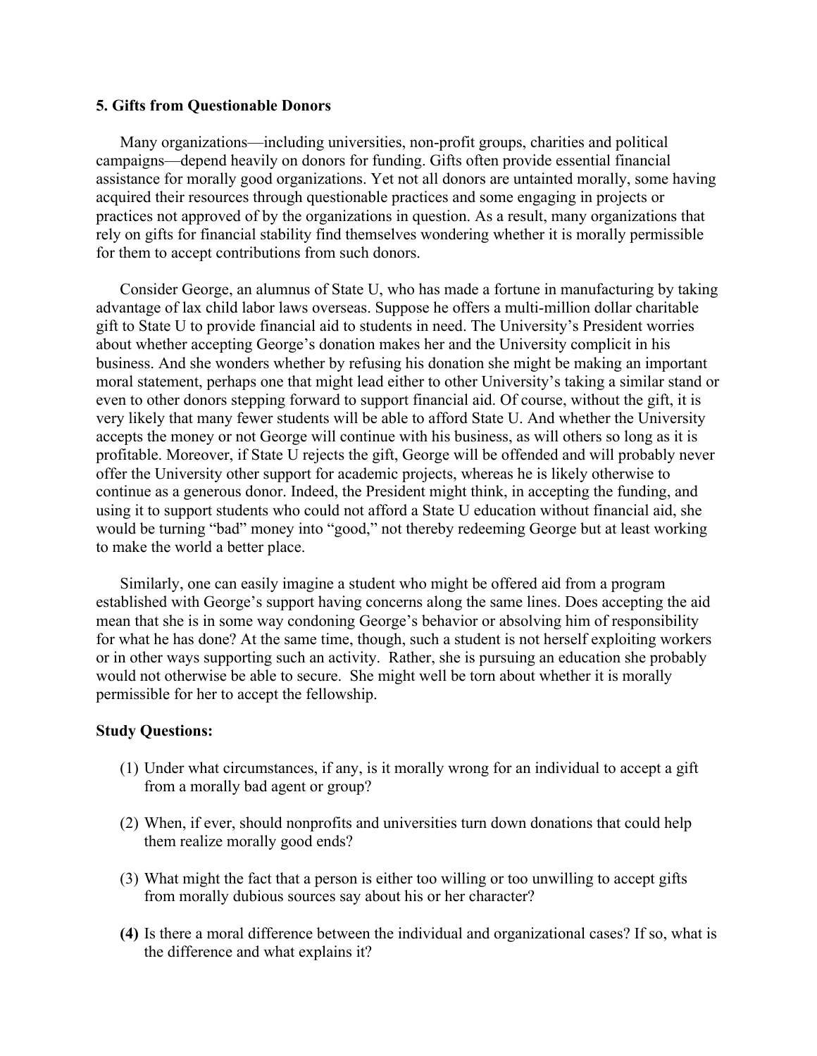### 5. Gifts from Questionable Donors

Many organizations—including universities, non-profit groups, charities and political campaigns—depend heavily on donors for funding. Gifts often provide essential financial assistance for morally good organizations. Yet not all donors are untainted morally, some having acquired their resources through questionable practices and some engaging in projects or practices not approved of by the organizations in question. As a result, many organizations that rely on gifts for financial stability find themselves wondering whether it is morally permissible for them to accept contributions from such donors.

Consider George, an alumnus of State U, who has made a fortune in manufacturing by taking advantage of lax child labor laws overseas. Suppose he offers a multi-million dollar charitable gift to State U to provide financial aid to students in need. The University's President worries about whether accepting George's donation makes her and the University complicit in his business. And she wonders whether by refusing his donation she might be making an important moral statement, perhaps one that might lead either to other University's taking a similar stand or even to other donors stepping forward to support financial aid. Of course, without the gift, it is very likely that many fewer students will be able to afford State U. And whether the University accepts the money or not George will continue with his business, as will others so long as it is profitable. Moreover, if State U rejects the gift, George will be offended and will probably never offer the University other support for academic projects, whereas he is likely otherwise to continue as a generous donor. Indeed, the President might think, in accepting the funding, and using it to support students who could not afford a State U education without financial aid, she would be turning "bad" money into "good," not thereby redeeming George but at least working to make the world a better place.

Similarly, one can easily imagine a student who might be offered aid from a program established with George's support having concerns along the same lines. Does accepting the aid mean that she is in some way condoning George's behavior or absolving him of responsibility for what he has done? At the same time, though, such a student is not herself exploiting workers or in other ways supporting such an activity. Rather, she is pursuing an education she probably would not otherwise be able to secure. She might well be torn about whether it is morally permissible for her to accept the fellowship.

**Study Questions:**

(1) Under what circumstances, if any, is it morally wrong for an individual to accept a gift from a morally bad agent or group?

(2) When, if ever, should nonprofits and universities turn down donations that could help them realize morally good ends?

(3) What might the fact that a person is either too willing or too unwilling to accept gifts from morally dubious sources say about his or her character?

**(4)** Is there a moral difference between the individual and organizational cases? If so, what is the difference and what explains it?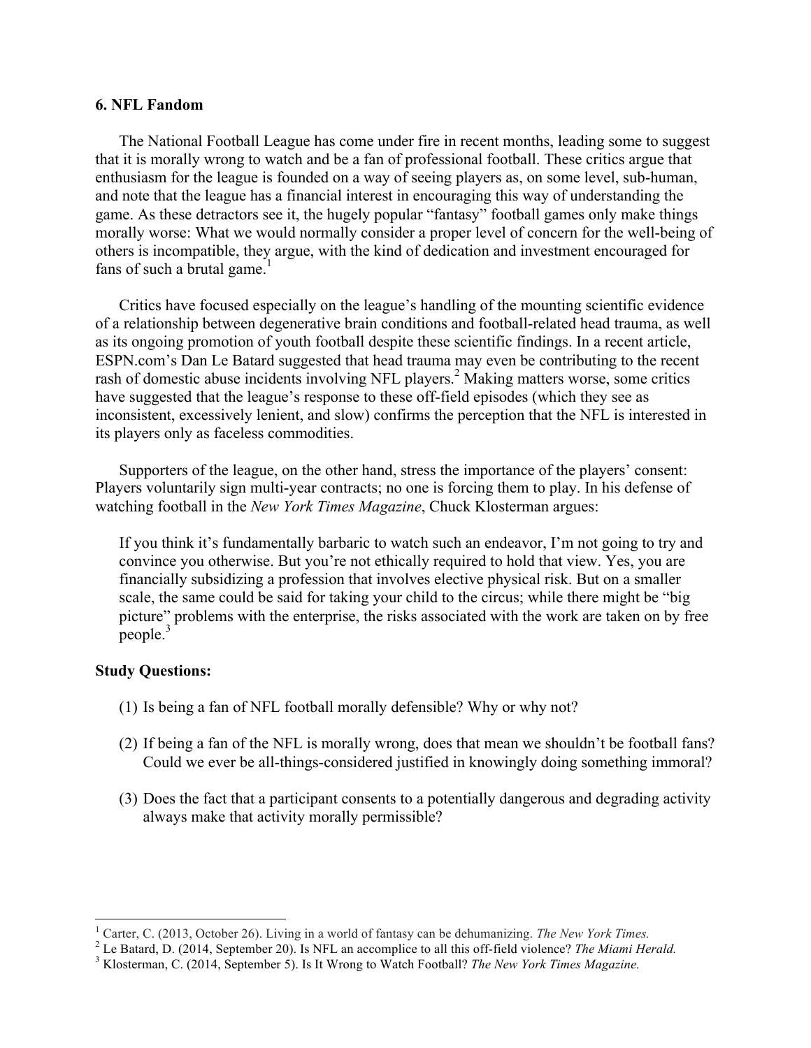### 6. NFL Fandom

The National Football League has come under fire in recent months, leading some to suggest that it is morally wrong to watch and be a fan of professional football. These critics argue that enthusiasm for the league is founded on a way of seeing players as, on some level, sub-human, and note that the league has a financial interest in encouraging this way of understanding the game. As these detractors see it, the hugely popular "fantasy" football games only make things morally worse: What we would normally consider a proper level of concern for the well-being of others is incompatible, they argue, with the kind of dedication and investment encouraged for fans of such a brutal game.[1]

Critics have focused especially on the league's handling of the mounting scientific evidence of a relationship between degenerative brain conditions and football-related head trauma, as well as its ongoing promotion of youth football despite these scientific findings. In a recent article, ESPN.com's Dan Le Batard suggested that head trauma may even be contributing to the recent rash of domestic abuse incidents involving NFL players.[2] Making matters worse, some critics have suggested that the league's response to these off-field episodes (which they see as inconsistent, excessively lenient, and slow) confirms the perception that the NFL is interested in its players only as faceless commodities.

Supporters of the league, on the other hand, stress the importance of the players' consent: Players voluntarily sign multi-year contracts; no one is forcing them to play. In his defense of watching football in the *New York Times Magazine*, Chuck Klosterman argues:

> If you think it's fundamentally barbaric to watch such an endeavor, I'm not going to try and convince you otherwise. But you're not ethically required to hold that view. Yes, you are financially subsidizing a profession that involves elective physical risk. But on a smaller scale, the same could be said for taking your child to the circus; while there might be "big picture" problems with the enterprise, the risks associated with the work are taken on by free people.[3]

**Study Questions:**

(1) Is being a fan of NFL football morally defensible? Why or why not?

(2) If being a fan of the NFL is morally wrong, does that mean we shouldn't be football fans? Could we ever be all-things-considered justified in knowingly doing something immoral?

(3) Does the fact that a participant consents to a potentially dangerous and degrading activity always make that activity morally permissible?

---

[1] Carter, C. (2013, October 26). Living in a world of fantasy can be dehumanizing. *The New York Times.*

[2] Le Batard, D. (2014, September 20). Is NFL an accomplice to all this off-field violence? *The Miami Herald.*

[3] Klosterman, C. (2014, September 5). Is It Wrong to Watch Football? *The New York Times Magazine.*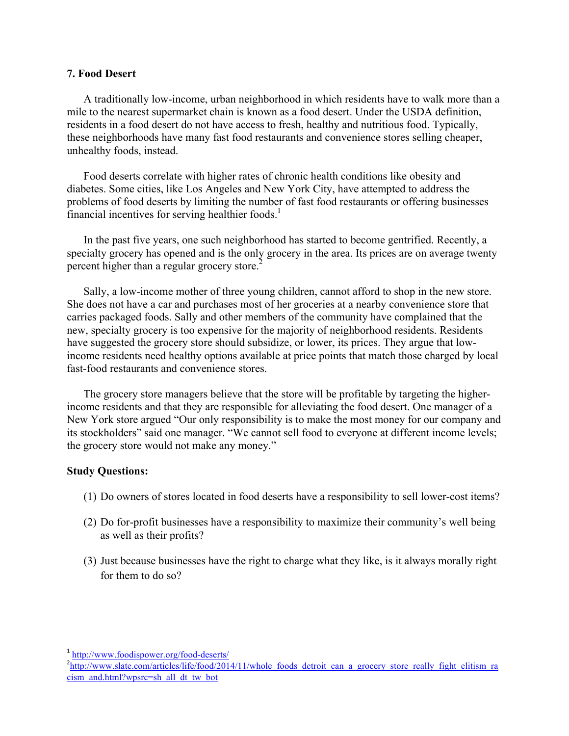### 7. Food Desert

A traditionally low-income, urban neighborhood in which residents have to walk more than a mile to the nearest supermarket chain is known as a food desert. Under the USDA definition, residents in a food desert do not have access to fresh, healthy and nutritious food. Typically, these neighborhoods have many fast food restaurants and convenience stores selling cheaper, unhealthy foods, instead.

Food deserts correlate with higher rates of chronic health conditions like obesity and diabetes. Some cities, like Los Angeles and New York City, have attempted to address the problems of food deserts by limiting the number of fast food restaurants or offering businesses financial incentives for serving healthier foods.[1]

In the past five years, one such neighborhood has started to become gentrified. Recently, a specialty grocery has opened and is the only grocery in the area. Its prices are on average twenty percent higher than a regular grocery store.[2]

Sally, a low-income mother of three young children, cannot afford to shop in the new store. She does not have a car and purchases most of her groceries at a nearby convenience store that carries packaged foods. Sally and other members of the community have complained that the new, specialty grocery is too expensive for the majority of neighborhood residents. Residents have suggested the grocery store should subsidize, or lower, its prices. They argue that low-income residents need healthy options available at price points that match those charged by local fast-food restaurants and convenience stores.

The grocery store managers believe that the store will be profitable by targeting the higher-income residents and that they are responsible for alleviating the food desert. One manager of a New York store argued "Our only responsibility is to make the most money for our company and its stockholders" said one manager. "We cannot sell food to everyone at different income levels; the grocery store would not make any money."

**Study Questions:**

(1) Do owners of stores located in food deserts have a responsibility to sell lower-cost items?

(2) Do for-profit businesses have a responsibility to maximize their community's well being as well as their profits?

(3) Just because businesses have the right to charge what they like, is it always morally right for them to do so?

---

[1] http://www.foodispower.org/food-deserts/

[2] http://www.slate.com/articles/life/food/2014/11/whole_foods_detroit_can_a_grocery_store_really_fight_elitism_racism_and.html?wpsrc=sh_all_dt_tw_bot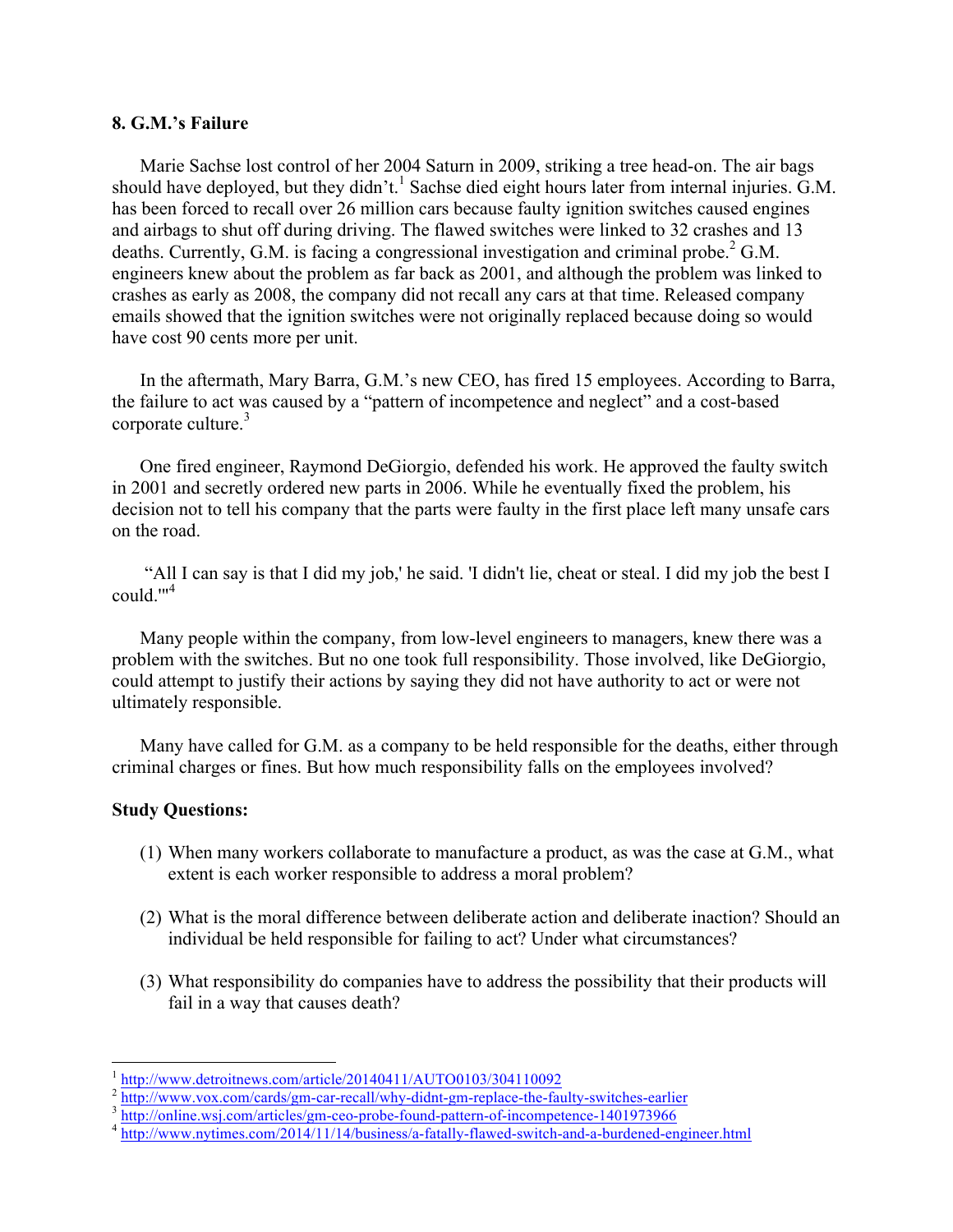### 8. G.M.'s Failure

Marie Sachse lost control of her 2004 Saturn in 2009, striking a tree head-on. The air bags should have deployed, but they didn't.[1] Sachse died eight hours later from internal injuries. G.M. has been forced to recall over 26 million cars because faulty ignition switches caused engines and airbags to shut off during driving. The flawed switches were linked to 32 crashes and 13 deaths. Currently, G.M. is facing a congressional investigation and criminal probe.[2] G.M. engineers knew about the problem as far back as 2001, and although the problem was linked to crashes as early as 2008, the company did not recall any cars at that time. Released company emails showed that the ignition switches were not originally replaced because doing so would have cost 90 cents more per unit.

In the aftermath, Mary Barra, G.M.'s new CEO, has fired 15 employees. According to Barra, the failure to act was caused by a "pattern of incompetence and neglect" and a cost-based corporate culture.[3]

One fired engineer, Raymond DeGiorgio, defended his work. He approved the faulty switch in 2001 and secretly ordered new parts in 2006. While he eventually fixed the problem, his decision not to tell his company that the parts were faulty in the first place left many unsafe cars on the road.

"All I can say is that I did my job,' he said. 'I didn't lie, cheat or steal. I did my job the best I could.'"[4]

Many people within the company, from low-level engineers to managers, knew there was a problem with the switches. But no one took full responsibility. Those involved, like DeGiorgio, could attempt to justify their actions by saying they did not have authority to act or were not ultimately responsible.

Many have called for G.M. as a company to be held responsible for the deaths, either through criminal charges or fines. But how much responsibility falls on the employees involved?

**Study Questions:**

(1) When many workers collaborate to manufacture a product, as was the case at G.M., what extent is each worker responsible to address a moral problem?

(2) What is the moral difference between deliberate action and deliberate inaction? Should an individual be held responsible for failing to act? Under what circumstances?

(3) What responsibility do companies have to address the possibility that their products will fail in a way that causes death?

---

[1] http://www.detroitnews.com/article/20140411/AUTO0103/304110092

[2] http://www.vox.com/cards/gm-car-recall/why-didnt-gm-replace-the-faulty-switches-earlier

[3] http://online.wsj.com/articles/gm-ceo-probe-found-pattern-of-incompetence-1401973966

[4] http://www.nytimes.com/2014/11/14/business/a-fatally-flawed-switch-and-a-burdened-engineer.html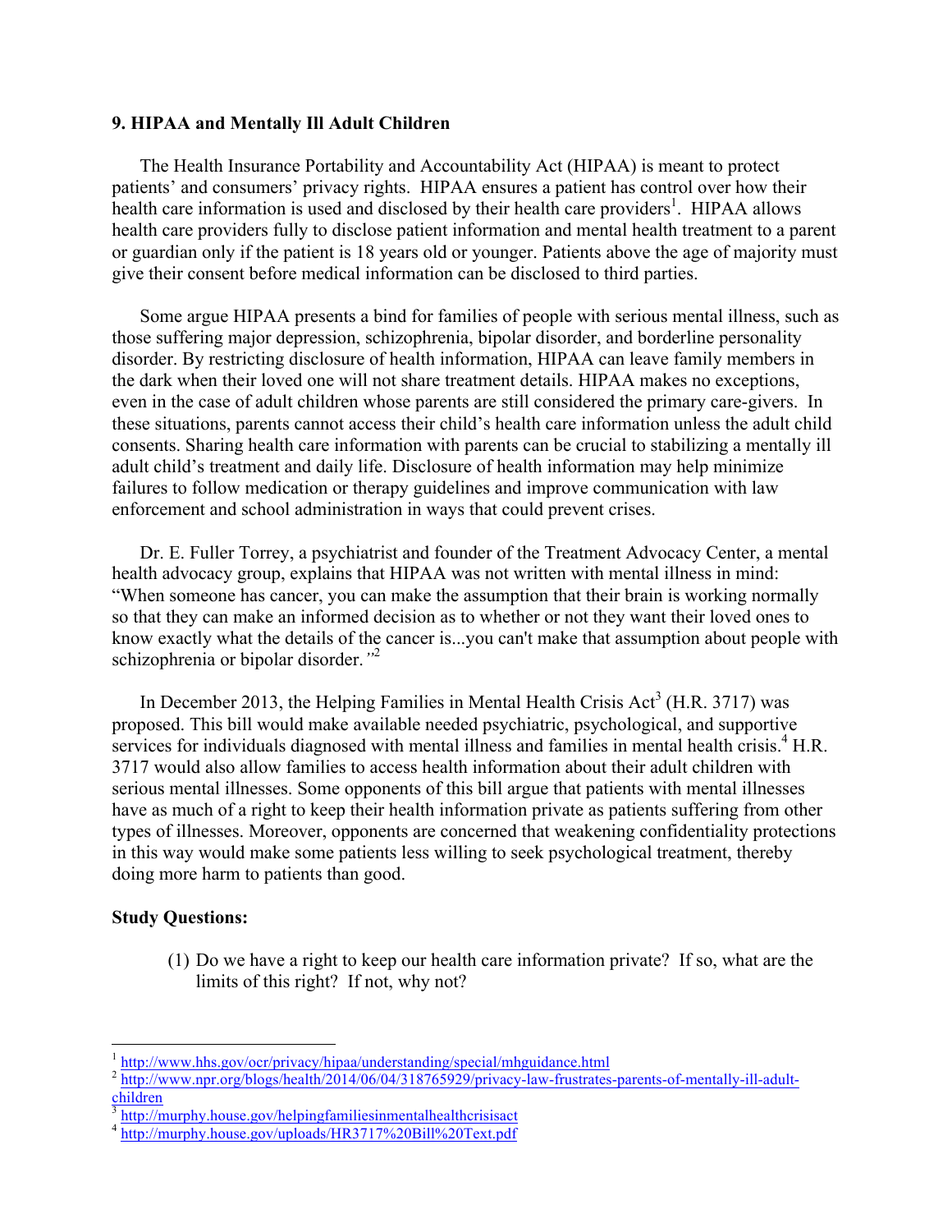### 9. HIPAA and Mentally Ill Adult Children

The Health Insurance Portability and Accountability Act (HIPAA) is meant to protect patients' and consumers' privacy rights. HIPAA ensures a patient has control over how their health care information is used and disclosed by their health care providers[1]. HIPAA allows health care providers fully to disclose patient information and mental health treatment to a parent or guardian only if the patient is 18 years old or younger. Patients above the age of majority must give their consent before medical information can be disclosed to third parties.

Some argue HIPAA presents a bind for families of people with serious mental illness, such as those suffering major depression, schizophrenia, bipolar disorder, and borderline personality disorder. By restricting disclosure of health information, HIPAA can leave family members in the dark when their loved one will not share treatment details. HIPAA makes no exceptions, even in the case of adult children whose parents are still considered the primary care-givers. In these situations, parents cannot access their child's health care information unless the adult child consents. Sharing health care information with parents can be crucial to stabilizing a mentally ill adult child's treatment and daily life. Disclosure of health information may help minimize failures to follow medication or therapy guidelines and improve communication with law enforcement and school administration in ways that could prevent crises.

Dr. E. Fuller Torrey, a psychiatrist and founder of the Treatment Advocacy Center, a mental health advocacy group, explains that HIPAA was not written with mental illness in mind: "When someone has cancer, you can make the assumption that their brain is working normally so that they can make an informed decision as to whether or not they want their loved ones to know exactly what the details of the cancer is...you can't make that assumption about people with schizophrenia or bipolar disorder.*"*[2]

In December 2013, the Helping Families in Mental Health Crisis Act[3] (H.R. 3717) was proposed. This bill would make available needed psychiatric, psychological, and supportive services for individuals diagnosed with mental illness and families in mental health crisis.[4] H.R. 3717 would also allow families to access health information about their adult children with serious mental illnesses. Some opponents of this bill argue that patients with mental illnesses have as much of a right to keep their health information private as patients suffering from other types of illnesses. Moreover, opponents are concerned that weakening confidentiality protections in this way would make some patients less willing to seek psychological treatment, thereby doing more harm to patients than good.

**Study Questions:**

(1) Do we have a right to keep our health care information private? If so, what are the limits of this right? If not, why not?

---

[1] http://www.hhs.gov/ocr/privacy/hipaa/understanding/special/mhguidance.html

[2] http://www.npr.org/blogs/health/2014/06/04/318765929/privacy-law-frustrates-parents-of-mentally-ill-adult-children

[3] http://murphy.house.gov/helpingfamiliesinmentalhealthcrisisact

[4] http://murphy.house.gov/uploads/HR3717%20Bill%20Text.pdf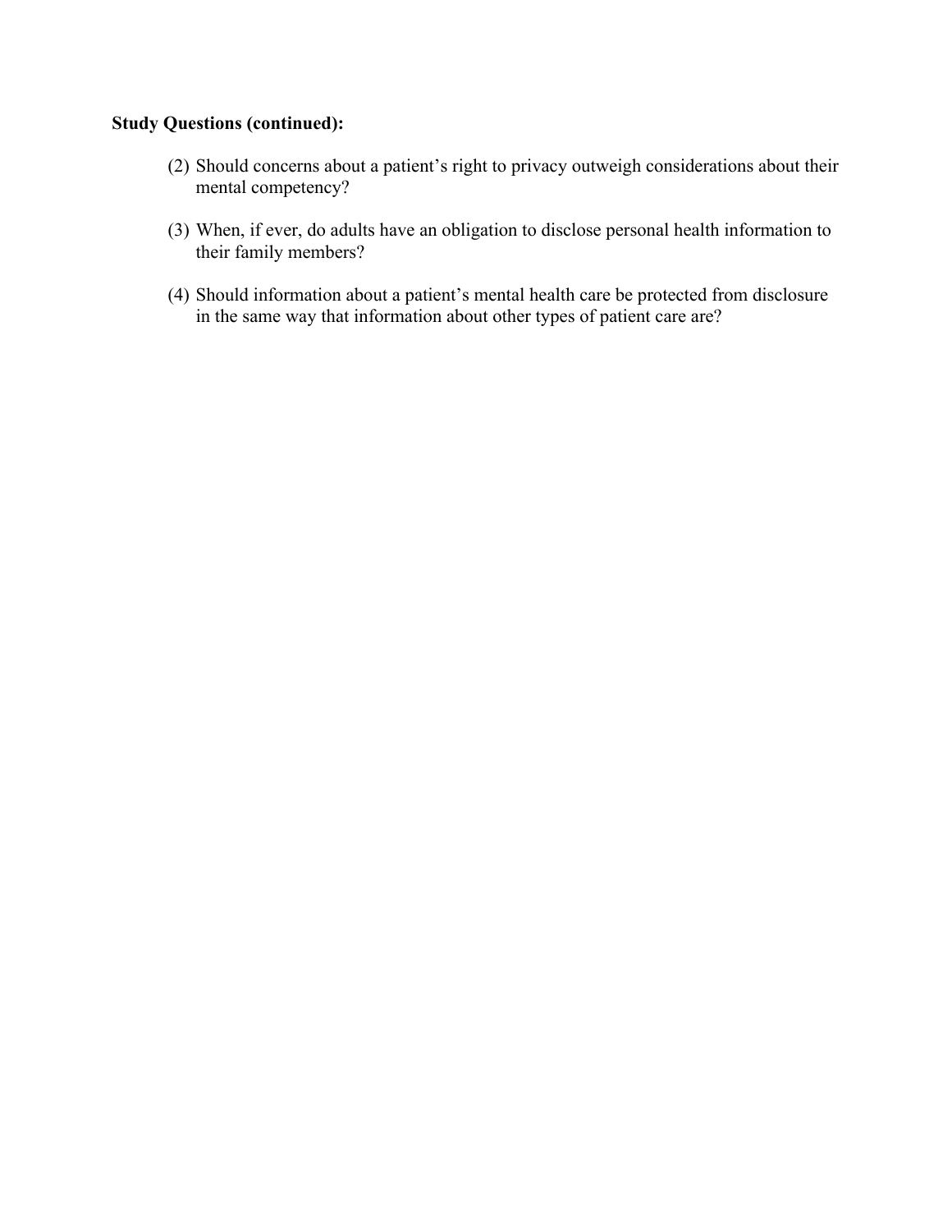**Study Questions (continued):**

(2) Should concerns about a patient's right to privacy outweigh considerations about their mental competency?

(3) When, if ever, do adults have an obligation to disclose personal health information to their family members?

(4) Should information about a patient's mental health care be protected from disclosure in the same way that information about other types of patient care are?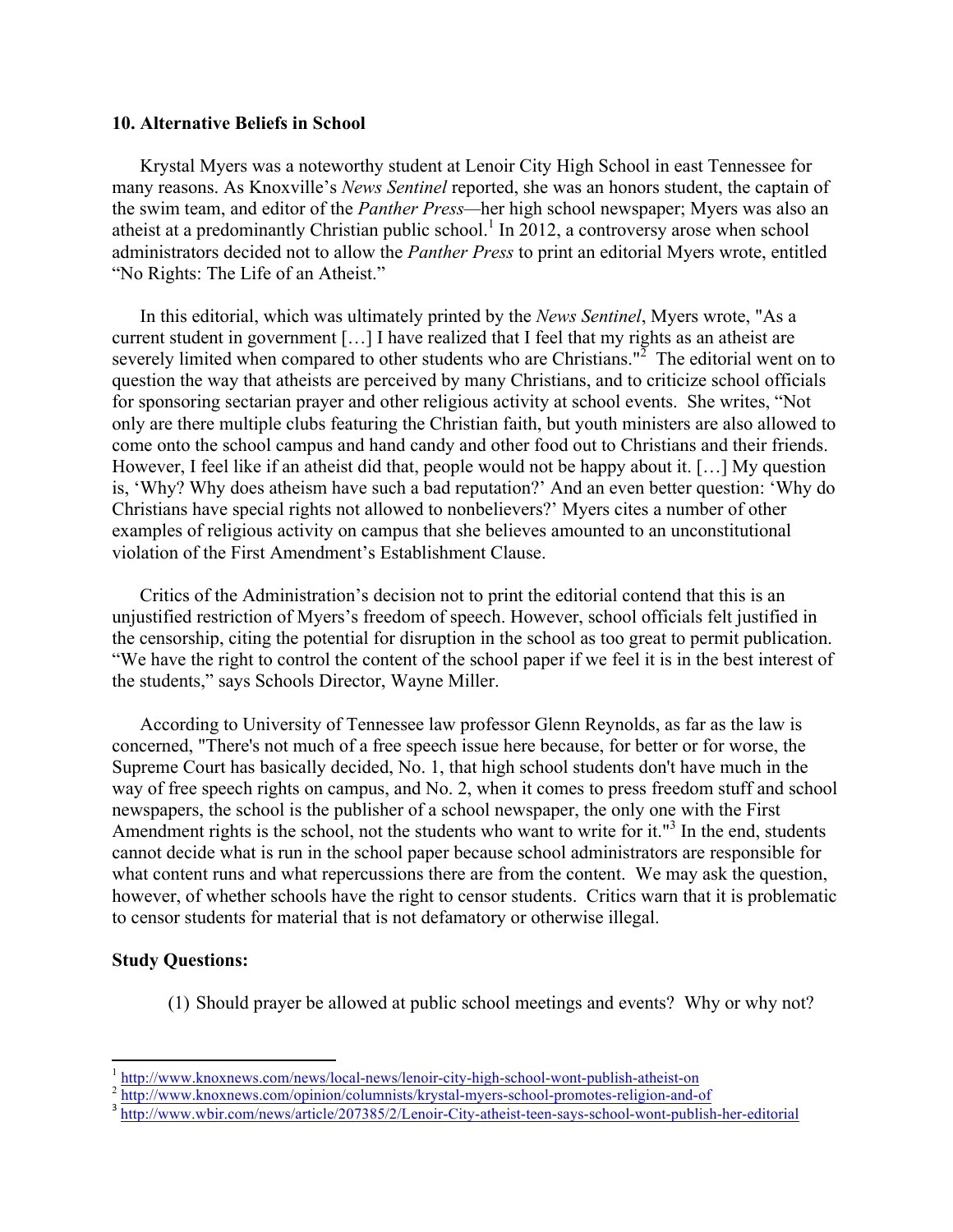### 10. Alternative Beliefs in School

Krystal Myers was a noteworthy student at Lenoir City High School in east Tennessee for many reasons. As Knoxville's *News Sentinel* reported, she was an honors student, the captain of the swim team, and editor of the *Panther Press*—her high school newspaper; Myers was also an atheist at a predominantly Christian public school.[1] In 2012, a controversy arose when school administrators decided not to allow the *Panther Press* to print an editorial Myers wrote, entitled "No Rights: The Life of an Atheist."

In this editorial, which was ultimately printed by the *News Sentinel*, Myers wrote, "As a current student in government […] I have realized that I feel that my rights as an atheist are severely limited when compared to other students who are Christians."[2] The editorial went on to question the way that atheists are perceived by many Christians, and to criticize school officials for sponsoring sectarian prayer and other religious activity at school events. She writes, "Not only are there multiple clubs featuring the Christian faith, but youth ministers are also allowed to come onto the school campus and hand candy and other food out to Christians and their friends. However, I feel like if an atheist did that, people would not be happy about it. […] My question is, 'Why? Why does atheism have such a bad reputation?' And an even better question: 'Why do Christians have special rights not allowed to nonbelievers?' Myers cites a number of other examples of religious activity on campus that she believes amounted to an unconstitutional violation of the First Amendment's Establishment Clause.

Critics of the Administration's decision not to print the editorial contend that this is an unjustified restriction of Myers's freedom of speech. However, school officials felt justified in the censorship, citing the potential for disruption in the school as too great to permit publication. "We have the right to control the content of the school paper if we feel it is in the best interest of the students," says Schools Director, Wayne Miller.

According to University of Tennessee law professor Glenn Reynolds, as far as the law is concerned, "There's not much of a free speech issue here because, for better or for worse, the Supreme Court has basically decided, No. 1, that high school students don't have much in the way of free speech rights on campus, and No. 2, when it comes to press freedom stuff and school newspapers, the school is the publisher of a school newspaper, the only one with the First Amendment rights is the school, not the students who want to write for it."[3] In the end, students cannot decide what is run in the school paper because school administrators are responsible for what content runs and what repercussions there are from the content. We may ask the question, however, of whether schools have the right to censor students. Critics warn that it is problematic to censor students for material that is not defamatory or otherwise illegal.

**Study Questions:**

(1) Should prayer be allowed at public school meetings and events? Why or why not?

---

[1] http://www.knoxnews.com/news/local-news/lenoir-city-high-school-wont-publish-atheist-on

[2] http://www.knoxnews.com/opinion/columnists/krystal-myers-school-promotes-religion-and-of

[3] http://www.wbir.com/news/article/207385/2/Lenoir-City-atheist-teen-says-school-wont-publish-her-editorial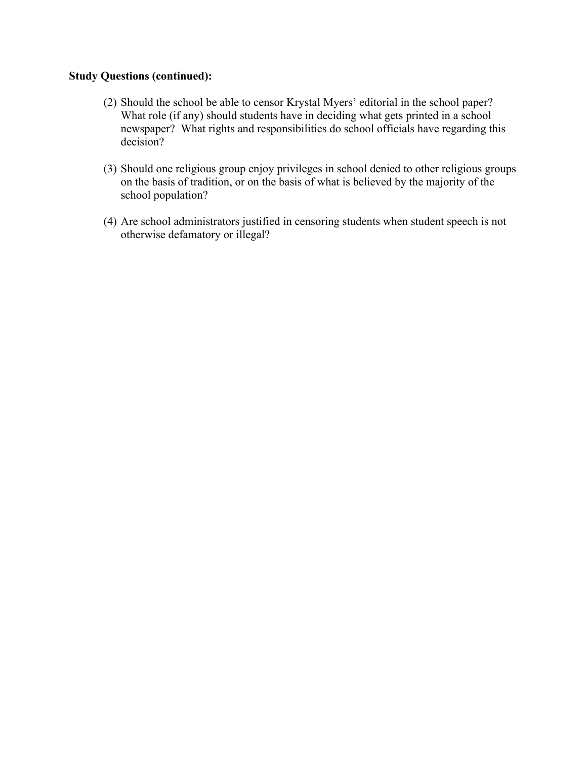**Study Questions (continued):**

(2) Should the school be able to censor Krystal Myers' editorial in the school paper? What role (if any) should students have in deciding what gets printed in a school newspaper? What rights and responsibilities do school officials have regarding this decision?

(3) Should one religious group enjoy privileges in school denied to other religious groups on the basis of tradition, or on the basis of what is believed by the majority of the school population?

(4) Are school administrators justified in censoring students when student speech is not otherwise defamatory or illegal?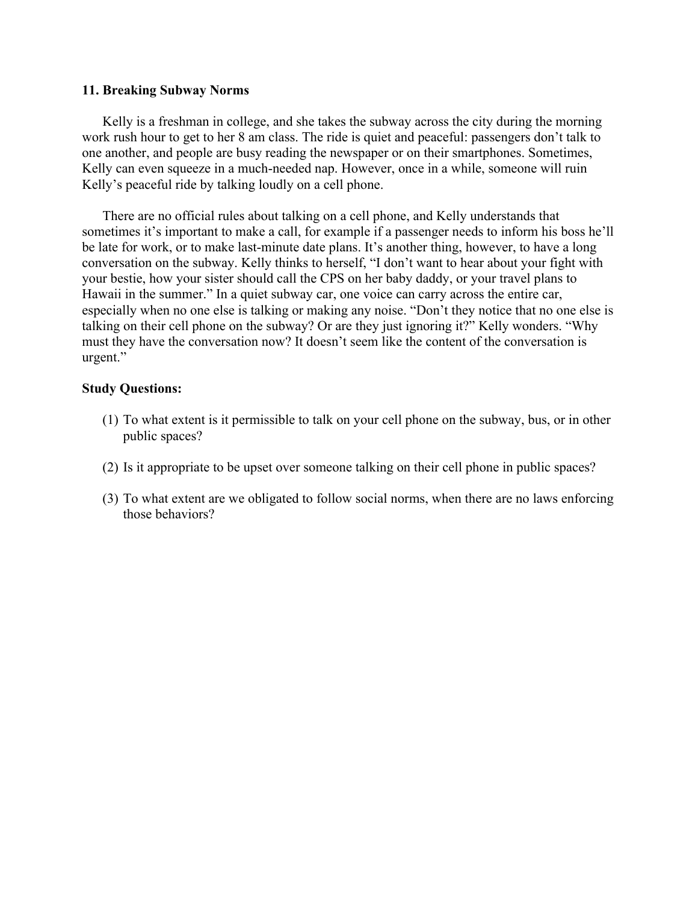### 11. Breaking Subway Norms

Kelly is a freshman in college, and she takes the subway across the city during the morning work rush hour to get to her 8 am class. The ride is quiet and peaceful: passengers don't talk to one another, and people are busy reading the newspaper or on their smartphones. Sometimes, Kelly can even squeeze in a much-needed nap. However, once in a while, someone will ruin Kelly's peaceful ride by talking loudly on a cell phone.

There are no official rules about talking on a cell phone, and Kelly understands that sometimes it's important to make a call, for example if a passenger needs to inform his boss he'll be late for work, or to make last-minute date plans. It's another thing, however, to have a long conversation on the subway. Kelly thinks to herself, "I don't want to hear about your fight with your bestie, how your sister should call the CPS on her baby daddy, or your travel plans to Hawaii in the summer." In a quiet subway car, one voice can carry across the entire car, especially when no one else is talking or making any noise. "Don't they notice that no one else is talking on their cell phone on the subway? Or are they just ignoring it?" Kelly wonders. "Why must they have the conversation now? It doesn't seem like the content of the conversation is urgent."

**Study Questions:**

(1) To what extent is it permissible to talk on your cell phone on the subway, bus, or in other public spaces?

(2) Is it appropriate to be upset over someone talking on their cell phone in public spaces?

(3) To what extent are we obligated to follow social norms, when there are no laws enforcing those behaviors?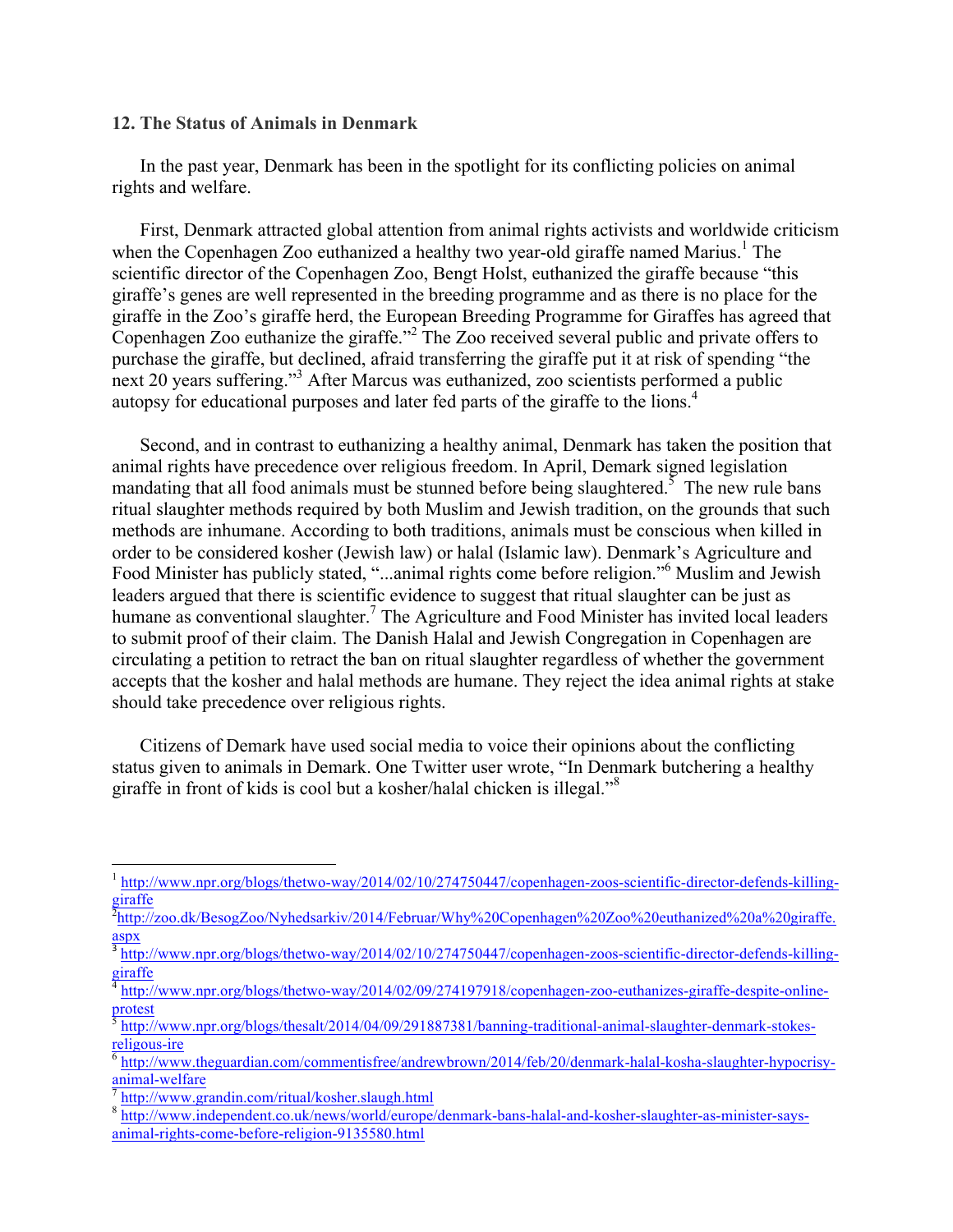**12. The Status of Animals in Denmark**

In the past year, Denmark has been in the spotlight for its conflicting policies on animal rights and welfare.

First, Denmark attracted global attention from animal rights activists and worldwide criticism when the Copenhagen Zoo euthanized a healthy two year-old giraffe named Marius.[1] The scientific director of the Copenhagen Zoo, Bengt Holst, euthanized the giraffe because "this giraffe's genes are well represented in the breeding programme and as there is no place for the giraffe in the Zoo's giraffe herd, the European Breeding Programme for Giraffes has agreed that Copenhagen Zoo euthanize the giraffe."[2] The Zoo received several public and private offers to purchase the giraffe, but declined, afraid transferring the giraffe put it at risk of spending "the next 20 years suffering."[3] After Marcus was euthanized, zoo scientists performed a public autopsy for educational purposes and later fed parts of the giraffe to the lions.[4]

Second, and in contrast to euthanizing a healthy animal, Denmark has taken the position that animal rights have precedence over religious freedom. In April, Demark signed legislation mandating that all food animals must be stunned before being slaughtered.[5] The new rule bans ritual slaughter methods required by both Muslim and Jewish tradition, on the grounds that such methods are inhumane. According to both traditions, animals must be conscious when killed in order to be considered kosher (Jewish law) or halal (Islamic law). Denmark's Agriculture and Food Minister has publicly stated, "...animal rights come before religion."[6] Muslim and Jewish leaders argued that there is scientific evidence to suggest that ritual slaughter can be just as humane as conventional slaughter.[7] The Agriculture and Food Minister has invited local leaders to submit proof of their claim. The Danish Halal and Jewish Congregation in Copenhagen are circulating a petition to retract the ban on ritual slaughter regardless of whether the government accepts that the kosher and halal methods are humane. They reject the idea animal rights at stake should take precedence over religious rights.

Citizens of Demark have used social media to voice their opinions about the conflicting status given to animals in Demark. One Twitter user wrote, "In Denmark butchering a healthy giraffe in front of kids is cool but a kosher/halal chicken is illegal."[8]

---

[1] http://www.npr.org/blogs/thetwo-way/2014/02/10/274750447/copenhagen-zoos-scientific-director-defends-killing-giraffe

[2] http://zoo.dk/BesogZoo/Nyhedsarkiv/2014/Februar/Why%20Copenhagen%20Zoo%20euthanized%20a%20giraffe.aspx

[3] http://www.npr.org/blogs/thetwo-way/2014/02/10/274750447/copenhagen-zoos-scientific-director-defends-killing-giraffe

[4] http://www.npr.org/blogs/thetwo-way/2014/02/09/274197918/copenhagen-zoo-euthanizes-giraffe-despite-online-protest

[5] http://www.npr.org/blogs/thesalt/2014/04/09/291887381/banning-traditional-animal-slaughter-denmark-stokes-religous-ire

[6] http://www.theguardian.com/commentisfree/andrewbrown/2014/feb/20/denmark-halal-kosha-slaughter-hypocrisy-animal-welfare

[7] http://www.grandin.com/ritual/kosher.slaugh.html

[8] http://www.independent.co.uk/news/world/europe/denmark-bans-halal-and-kosher-slaughter-as-minister-says-animal-rights-come-before-religion-9135580.html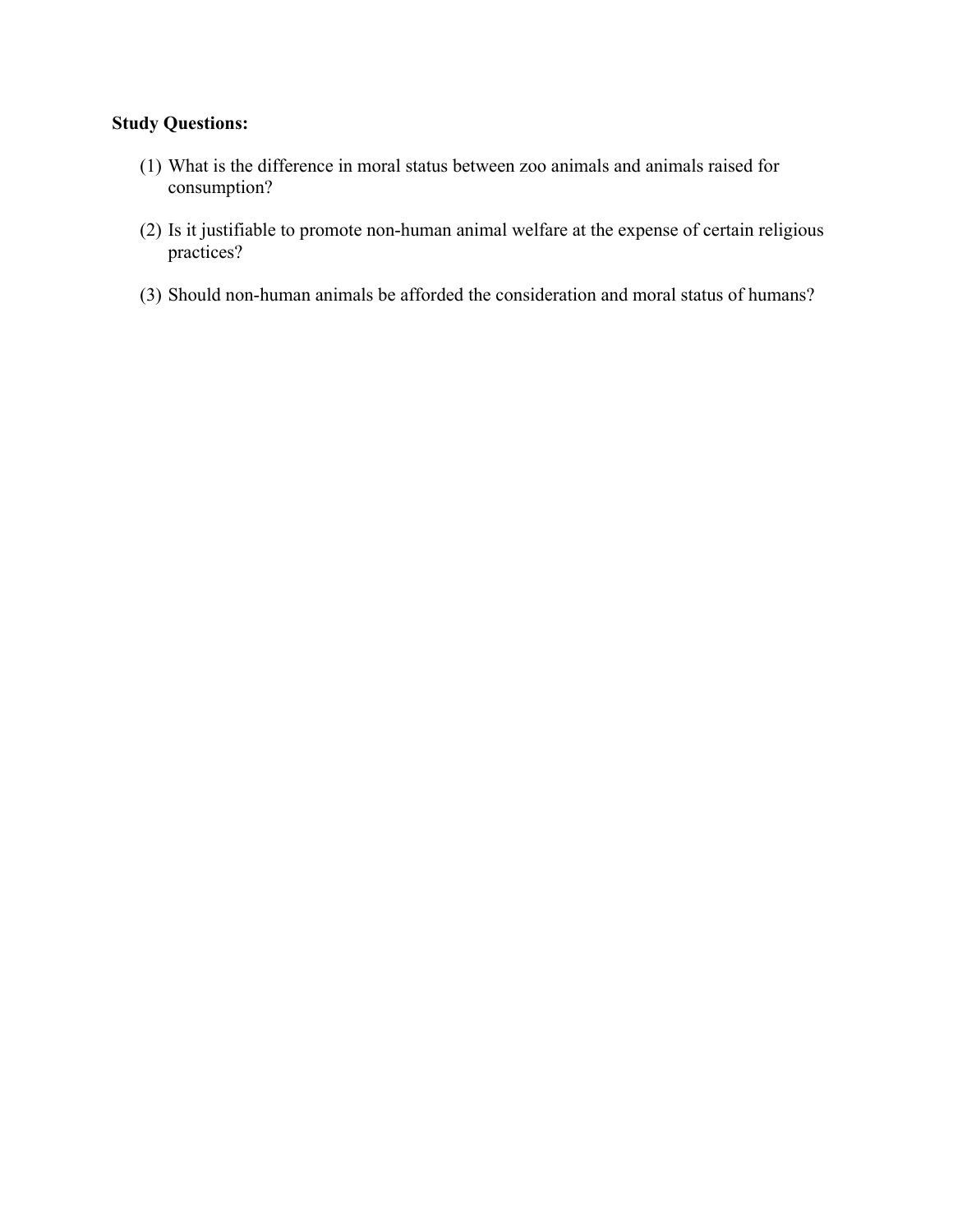**Study Questions:**

(1) What is the difference in moral status between zoo animals and animals raised for consumption?

(2) Is it justifiable to promote non-human animal welfare at the expense of certain religious practices?

(3) Should non-human animals be afforded the consideration and moral status of humans?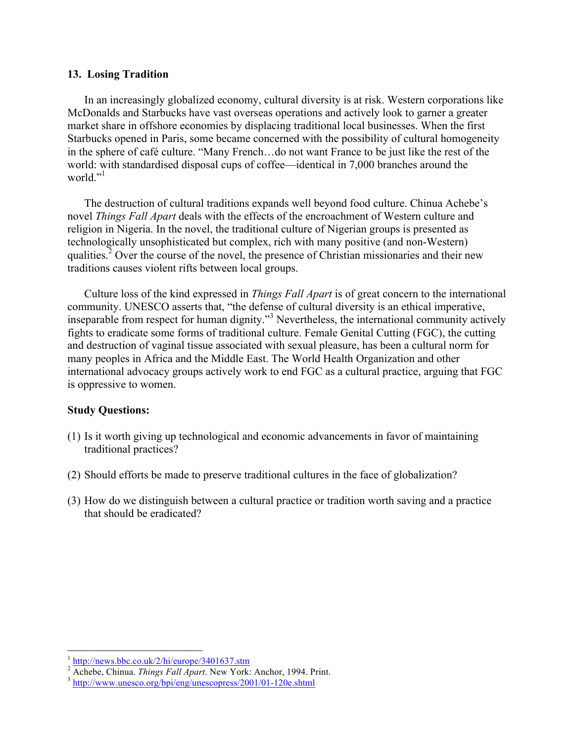### 13. Losing Tradition

In an increasingly globalized economy, cultural diversity is at risk. Western corporations like McDonalds and Starbucks have vast overseas operations and actively look to garner a greater market share in offshore economies by displacing traditional local businesses. When the first Starbucks opened in Paris, some became concerned with the possibility of cultural homogeneity in the sphere of café culture. "Many French…do not want France to be just like the rest of the world: with standardised disposal cups of coffee—identical in 7,000 branches around the world."[1]

The destruction of cultural traditions expands well beyond food culture. Chinua Achebe's novel *Things Fall Apart* deals with the effects of the encroachment of Western culture and religion in Nigeria. In the novel, the traditional culture of Nigerian groups is presented as technologically unsophisticated but complex, rich with many positive (and non-Western) qualities.[2] Over the course of the novel, the presence of Christian missionaries and their new traditions causes violent rifts between local groups.

Culture loss of the kind expressed in *Things Fall Apart* is of great concern to the international community. UNESCO asserts that, "the defense of cultural diversity is an ethical imperative, inseparable from respect for human dignity."[3] Nevertheless, the international community actively fights to eradicate some forms of traditional culture. Female Genital Cutting (FGC), the cutting and destruction of vaginal tissue associated with sexual pleasure, has been a cultural norm for many peoples in Africa and the Middle East. The World Health Organization and other international advocacy groups actively work to end FGC as a cultural practice, arguing that FGC is oppressive to women.

**Study Questions:**

(1) Is it worth giving up technological and economic advancements in favor of maintaining traditional practices?

(2) Should efforts be made to preserve traditional cultures in the face of globalization?

(3) How do we distinguish between a cultural practice or tradition worth saving and a practice that should be eradicated?

---

[1] http://news.bbc.co.uk/2/hi/europe/3401637.stm

[2] Achebe, Chinua. *Things Fall Apart*. New York: Anchor, 1994. Print.

[3] http://www.unesco.org/bpi/eng/unescopress/2001/01-120e.shtml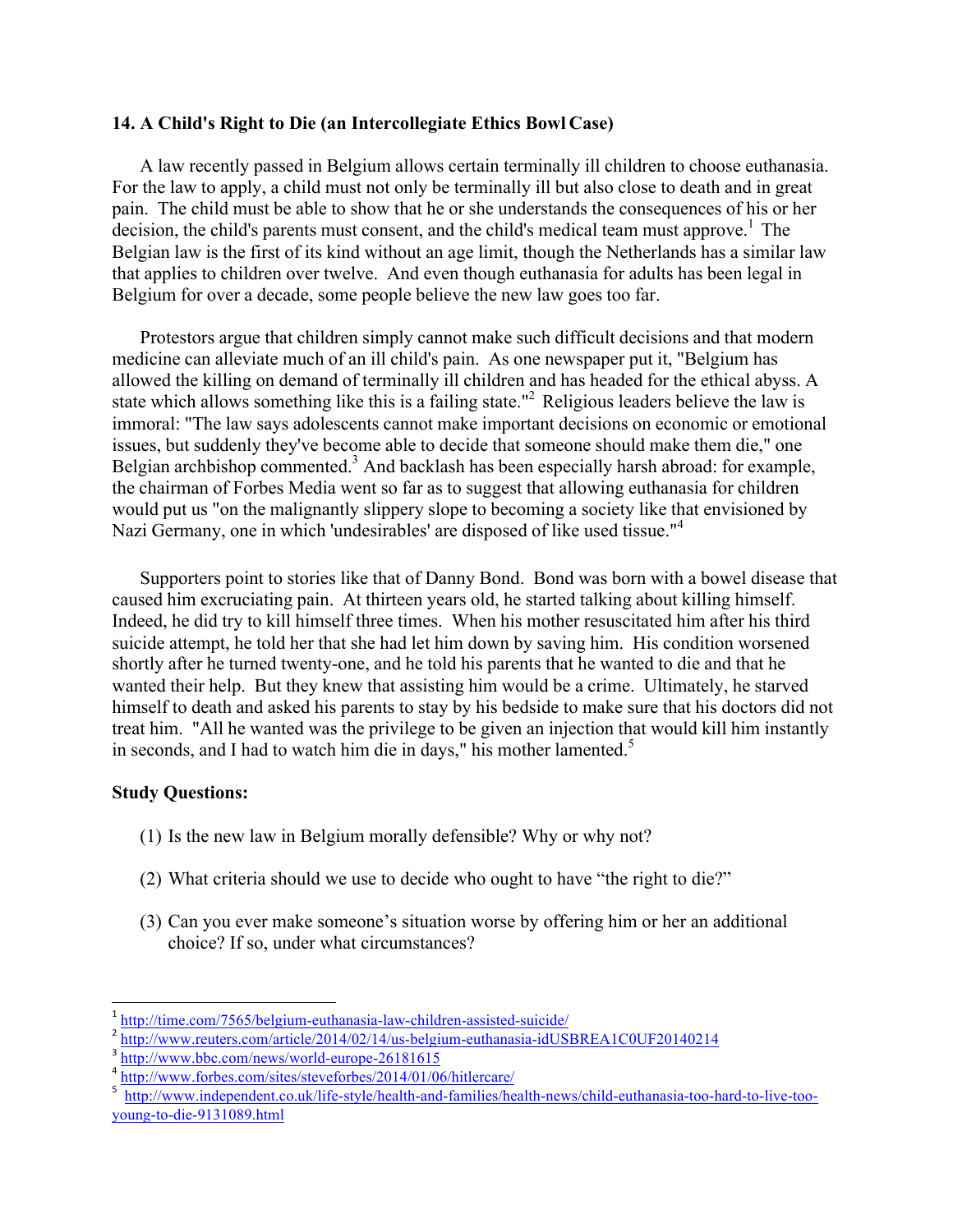## 14. A Child's Right to Die (an Intercollegiate Ethics Bowl Case)

A law recently passed in Belgium allows certain terminally ill children to choose euthanasia. For the law to apply, a child must not only be terminally ill but also close to death and in great pain. The child must be able to show that he or she understands the consequences of his or her decision, the child's parents must consent, and the child's medical team must approve.[1] The Belgian law is the first of its kind without an age limit, though the Netherlands has a similar law that applies to children over twelve. And even though euthanasia for adults has been legal in Belgium for over a decade, some people believe the new law goes too far.

Protestors argue that children simply cannot make such difficult decisions and that modern medicine can alleviate much of an ill child's pain. As one newspaper put it, "Belgium has allowed the killing on demand of terminally ill children and has headed for the ethical abyss. A state which allows something like this is a failing state."[2] Religious leaders believe the law is immoral: "The law says adolescents cannot make important decisions on economic or emotional issues, but suddenly they've become able to decide that someone should make them die," one Belgian archbishop commented.[3] And backlash has been especially harsh abroad: for example, the chairman of Forbes Media went so far as to suggest that allowing euthanasia for children would put us "on the malignantly slippery slope to becoming a society like that envisioned by Nazi Germany, one in which 'undesirables' are disposed of like used tissue."[4]

Supporters point to stories like that of Danny Bond. Bond was born with a bowel disease that caused him excruciating pain. At thirteen years old, he started talking about killing himself. Indeed, he did try to kill himself three times. When his mother resuscitated him after his third suicide attempt, he told her that she had let him down by saving him. His condition worsened shortly after he turned twenty-one, and he told his parents that he wanted to die and that he wanted their help. But they knew that assisting him would be a crime. Ultimately, he starved himself to death and asked his parents to stay by his bedside to make sure that his doctors did not treat him. "All he wanted was the privilege to be given an injection that would kill him instantly in seconds, and I had to watch him die in days," his mother lamented.[5]

### Study Questions:

(1) Is the new law in Belgium morally defensible? Why or why not?

(2) What criteria should we use to decide who ought to have "the right to die?"

(3) Can you ever make someone's situation worse by offering him or her an additional choice? If so, under what circumstances?

---

[1] http://time.com/7565/belgium-euthanasia-law-children-assisted-suicide/

[2] http://www.reuters.com/article/2014/02/14/us-belgium-euthanasia-idUSBREA1C0UF20140214

[3] http://www.bbc.com/news/world-europe-26181615

[4] http://www.forbes.com/sites/steveforbes/2014/01/06/hitlercare/

[5] http://www.independent.co.uk/life-style/health-and-families/health-news/child-euthanasia-too-hard-to-live-too-young-to-die-9131089.html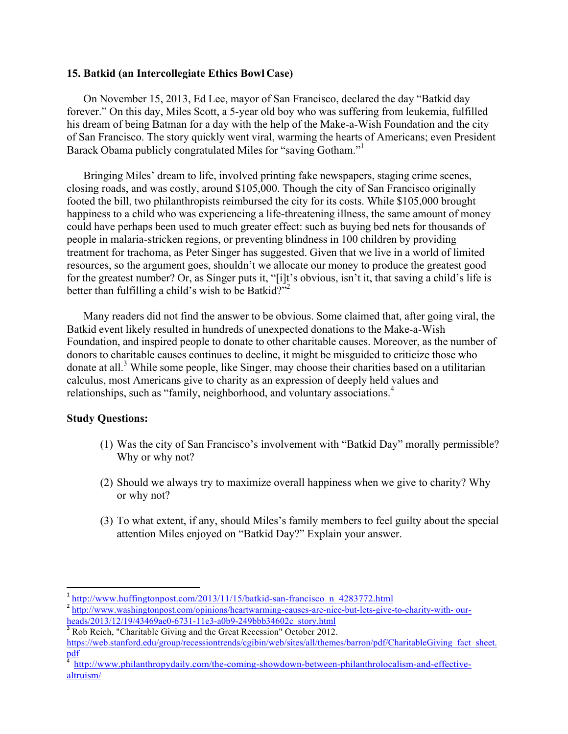### 15. Batkid (an Intercollegiate Ethics Bowl Case)

On November 15, 2013, Ed Lee, mayor of San Francisco, declared the day "Batkid day forever." On this day, Miles Scott, a 5-year old boy who was suffering from leukemia, fulfilled his dream of being Batman for a day with the help of the Make-a-Wish Foundation and the city of San Francisco. The story quickly went viral, warming the hearts of Americans; even President Barack Obama publicly congratulated Miles for "saving Gotham."[1]

Bringing Miles' dream to life, involved printing fake newspapers, staging crime scenes, closing roads, and was costly, around $105,000. Though the city of San Francisco originally footed the bill, two philanthropists reimbursed the city for its costs. While $105,000 brought happiness to a child who was experiencing a life-threatening illness, the same amount of money could have perhaps been used to much greater effect: such as buying bed nets for thousands of people in malaria-stricken regions, or preventing blindness in 100 children by providing treatment for trachoma, as Peter Singer has suggested. Given that we live in a world of limited resources, so the argument goes, shouldn't we allocate our money to produce the greatest good for the greatest number? Or, as Singer puts it, "[i]t's obvious, isn't it, that saving a child's life is better than fulfilling a child's wish to be Batkid?"[2]

Many readers did not find the answer to be obvious. Some claimed that, after going viral, the Batkid event likely resulted in hundreds of unexpected donations to the Make-a-Wish Foundation, and inspired people to donate to other charitable causes. Moreover, as the number of donors to charitable causes continues to decline, it might be misguided to criticize those who donate at all.[3] While some people, like Singer, may choose their charities based on a utilitarian calculus, most Americans give to charity as an expression of deeply held values and relationships, such as "family, neighborhood, and voluntary associations.[4]

**Study Questions:**

1. Was the city of San Francisco's involvement with "Batkid Day" morally permissible? Why or why not?
2. Should we always try to maximize overall happiness when we give to charity? Why or why not?
3. To what extent, if any, should Miles's family members to feel guilty about the special attention Miles enjoyed on "Batkid Day?" Explain your answer.

---

[1] http://www.huffingtonpost.com/2013/11/15/batkid-san-francisco_n_4283772.html

[2] http://www.washingtonpost.com/opinions/heartwarming-causes-are-nice-but-lets-give-to-charity-with- our-heads/2013/12/19/43469ae0-6731-11e3-a0b9-249bbb34602c_story.html

[3] Rob Reich, "Charitable Giving and the Great Recession" October 2012. https://web.stanford.edu/group/recessiontrends/cgibin/web/sites/all/themes/barron/pdf/CharitableGiving_fact_sheet.pdf

[4] http://www.philanthropydaily.com/the-coming-showdown-between-philanthrolocalism-and-effective-altruism/